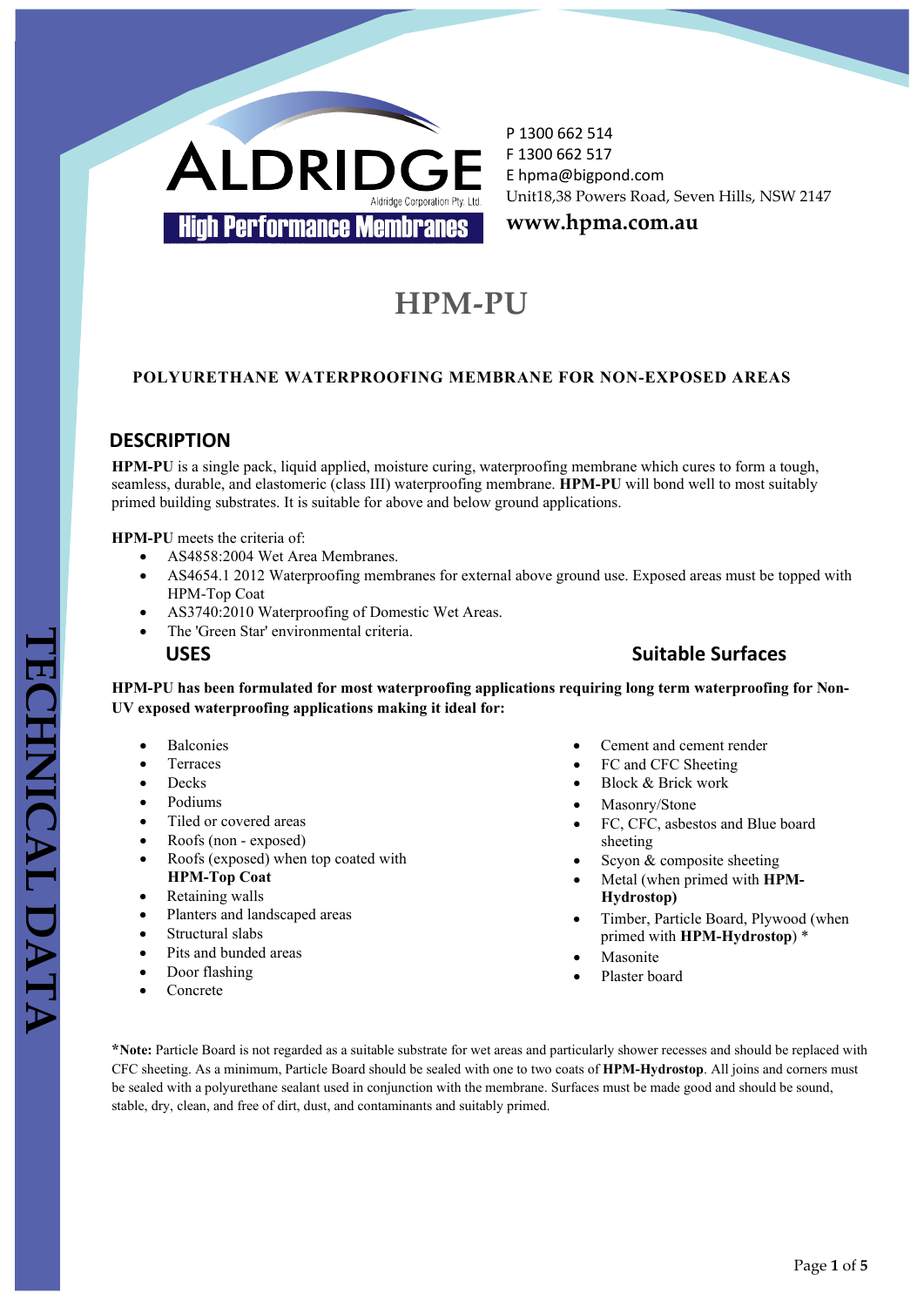**ALDRIDGE**
Aldridge Corporation Pty. Ltd.
**High Performance Membranes**

P 1300 662 514
F 1300 662 517
E hpma@bigpond.com
Unit18,38 Powers Road, Seven Hills, NSW 2147
**www.hpma.com.au**

# HPM-PU

**POLYURETHANE WATERPROOFING MEMBRANE FOR NON-EXPOSED AREAS**

## DESCRIPTION

**HPM-PU** is a single pack, liquid applied, moisture curing, waterproofing membrane which cures to form a tough, seamless, durable, and elastomeric (class III) waterproofing membrane. **HPM-PU** will bond well to most suitably primed building substrates. It is suitable for above and below ground applications.

**HPM-PU** meets the criteria of:

- AS4858:2004 Wet Area Membranes.
- AS4654.1 2012 Waterproofing membranes for external above ground use. Exposed areas must be topped with HPM-Top Coat
- AS3740:2010 Waterproofing of Domestic Wet Areas.
- The 'Green Star' environmental criteria.

## USES

**HPM-PU has been formulated for most waterproofing applications requiring long term waterproofing for Non-UV exposed waterproofing applications making it ideal for:**

- Balconies
- Terraces
- Decks
- Podiums
- Tiled or covered areas
- Roofs (non - exposed)
- Roofs (exposed) when top coated with **HPM-Top Coat**
- Retaining walls
- Planters and landscaped areas
- Structural slabs
- Pits and bunded areas
- Door flashing
- Concrete

## Suitable Surfaces

- Cement and cement render
- FC and CFC Sheeting
- Block & Brick work
- Masonry/Stone
- FC, CFC, asbestos and Blue board sheeting
- Scyon & composite sheeting
- Metal (when primed with **HPM-Hydrostop)**
- Timber, Particle Board, Plywood (when primed with **HPM-Hydrostop**) *
- Masonite
- Plaster board

***Note:** Particle Board is not regarded as a suitable substrate for wet areas and particularly shower recesses and should be replaced with CFC sheeting. As a minimum, Particle Board should be sealed with one to two coats of **HPM-Hydrostop**. All joins and corners must be sealed with a polyurethane sealant used in conjunction with the membrane. Surfaces must be made good and should be sound, stable, dry, clean, and free of dirt, dust, and contaminants and suitably primed.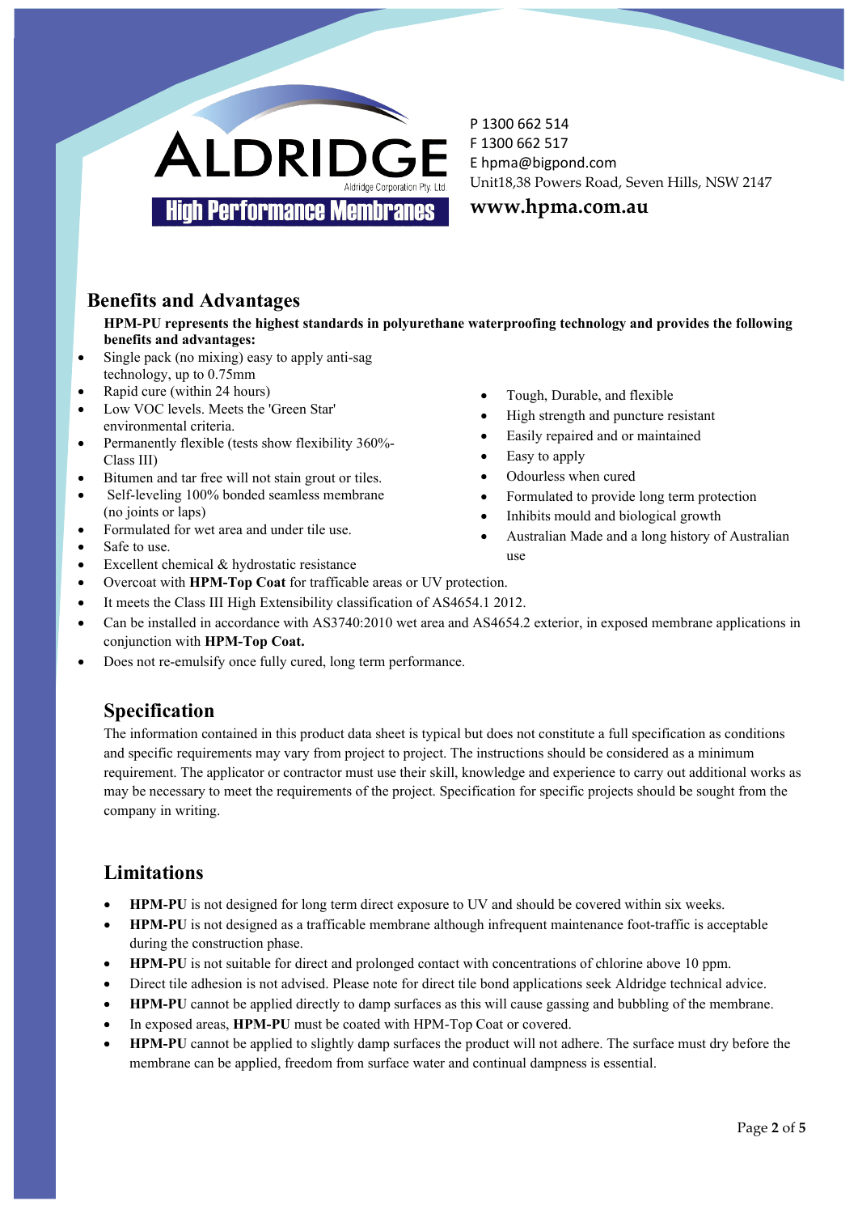ALDRIDGE
Aldridge Corporation Pty. Ltd.
High Performance Membranes

P 1300 662 514
F 1300 662 517
E hpma@bigpond.com
Unit18,38 Powers Road, Seven Hills, NSW 2147
**www.hpma.com.au**

## Benefits and Advantages

**HPM-PU represents the highest standards in polyurethane waterproofing technology and provides the following benefits and advantages:**

- Single pack (no mixing) easy to apply anti-sag technology, up to 0.75mm
- Rapid cure (within 24 hours)
- Low VOC levels. Meets the 'Green Star' environmental criteria.
- Permanently flexible (tests show flexibility 360%- Class III)
- Bitumen and tar free will not stain grout or tiles.
- Self-leveling 100% bonded seamless membrane (no joints or laps)
- Formulated for wet area and under tile use.
- Safe to use.
- Tough, Durable, and flexible
- High strength and puncture resistant
- Easily repaired and or maintained
- Easy to apply
- Odourless when cured
- Formulated to provide long term protection
- Inhibits mould and biological growth
- Australian Made and a long history of Australian use
- Excellent chemical & hydrostatic resistance
- Overcoat with **HPM-Top Coat** for trafficable areas or UV protection.
- It meets the Class III High Extensibility classification of AS4654.1 2012.
- Can be installed in accordance with AS3740:2010 wet area and AS4654.2 exterior, in exposed membrane applications in conjunction with **HPM-Top Coat.**
- Does not re-emulsify once fully cured, long term performance.

## Specification

The information contained in this product data sheet is typical but does not constitute a full specification as conditions and specific requirements may vary from project to project. The instructions should be considered as a minimum requirement. The applicator or contractor must use their skill, knowledge and experience to carry out additional works as may be necessary to meet the requirements of the project. Specification for specific projects should be sought from the company in writing.

## Limitations

- **HPM-PU** is not designed for long term direct exposure to UV and should be covered within six weeks.
- **HPM-PU** is not designed as a trafficable membrane although infrequent maintenance foot-traffic is acceptable during the construction phase.
- **HPM-PU** is not suitable for direct and prolonged contact with concentrations of chlorine above 10 ppm.
- Direct tile adhesion is not advised. Please note for direct tile bond applications seek Aldridge technical advice.
- **HPM-PU** cannot be applied directly to damp surfaces as this will cause gassing and bubbling of the membrane.
- In exposed areas, **HPM-PU** must be coated with HPM-Top Coat or covered.
- **HPM-PU** cannot be applied to slightly damp surfaces the product will not adhere. The surface must dry before the membrane can be applied, freedom from surface water and continual dampness is essential.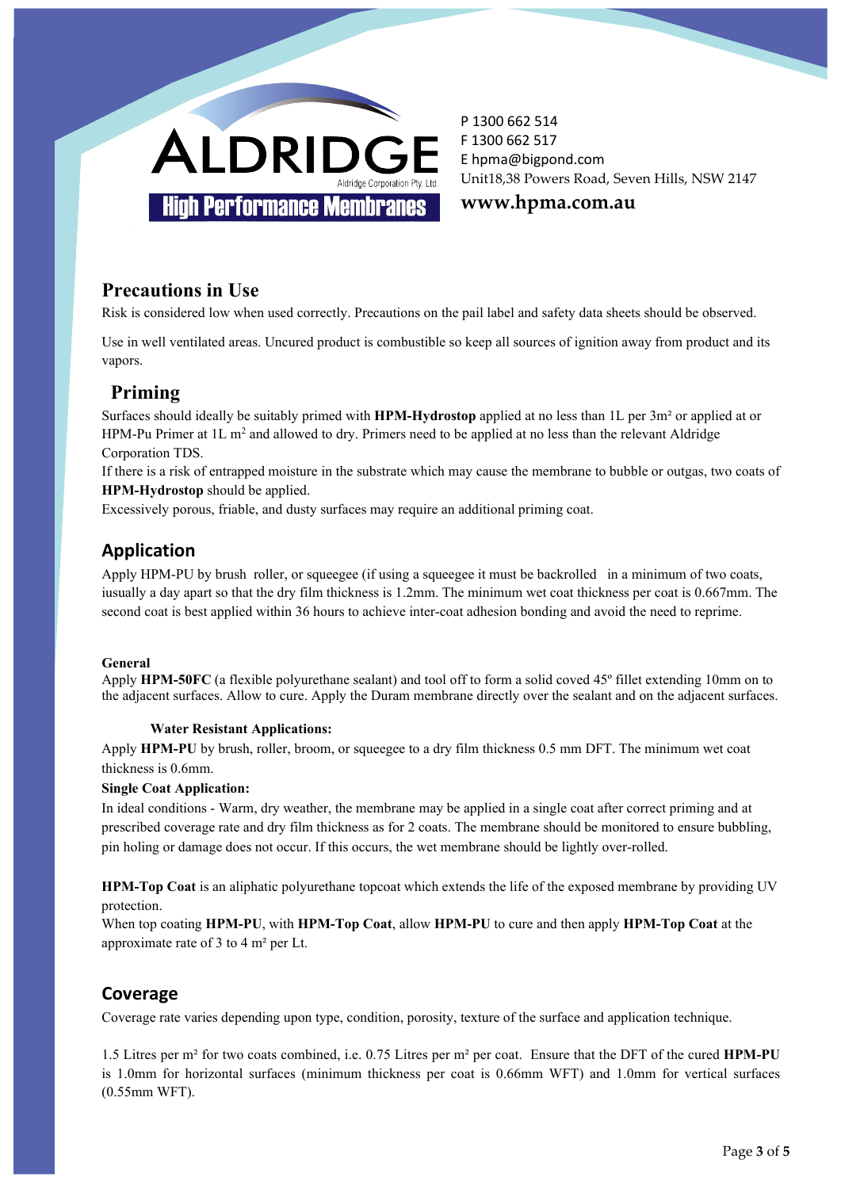ALDRIDGE

Aldridge Corporation Pty. Ltd.

High Performance Membranes

P 1300 662 514
F 1300 662 517
E hpma@bigpond.com
Unit18,38 Powers Road, Seven Hills, NSW 2147

**www.hpma.com.au**

## Precautions in Use

Risk is considered low when used correctly. Precautions on the pail label and safety data sheets should be observed.

Use in well ventilated areas. Uncured product is combustible so keep all sources of ignition away from product and its vapors.

## Priming

Surfaces should ideally be suitably primed with **HPM-Hydrostop** applied at no less than 1L per 3m² or applied at or HPM-Pu Primer at 1L m² and allowed to dry. Primers need to be applied at no less than the relevant Aldridge Corporation TDS.

If there is a risk of entrapped moisture in the substrate which may cause the membrane to bubble or outgas, two coats of **HPM-Hydrostop** should be applied.

Excessively porous, friable, and dusty surfaces may require an additional priming coat.

## Application

Apply HPM-PU by brush roller, or squeegee (if using a squeegee it must be backrolled in a minimum of two coats, iusually a day apart so that the dry film thickness is 1.2mm. The minimum wet coat thickness per coat is 0.667mm. The second coat is best applied within 36 hours to achieve inter-coat adhesion bonding and avoid the need to reprime.

**General**

Apply **HPM-50FC** (a flexible polyurethane sealant) and tool off to form a solid coved 45º fillet extending 10mm on to the adjacent surfaces. Allow to cure. Apply the Duram membrane directly over the sealant and on the adjacent surfaces.

**Water Resistant Applications:**

Apply **HPM-PU** by brush, roller, broom, or squeegee to a dry film thickness 0.5 mm DFT. The minimum wet coat thickness is 0.6mm.

**Single Coat Application:**

In ideal conditions - Warm, dry weather, the membrane may be applied in a single coat after correct priming and at prescribed coverage rate and dry film thickness as for 2 coats. The membrane should be monitored to ensure bubbling, pin holing or damage does not occur. If this occurs, the wet membrane should be lightly over-rolled.

**HPM-Top Coat** is an aliphatic polyurethane topcoat which extends the life of the exposed membrane by providing UV protection.

When top coating **HPM-PU**, with **HPM-Top Coat**, allow **HPM-PU** to cure and then apply **HPM-Top Coat** at the approximate rate of 3 to 4 m² per Lt.

## Coverage

Coverage rate varies depending upon type, condition, porosity, texture of the surface and application technique.

1.5 Litres per m² for two coats combined, i.e. 0.75 Litres per m² per coat. Ensure that the DFT of the cured **HPM-PU** is 1.0mm for horizontal surfaces (minimum thickness per coat is 0.66mm WFT) and 1.0mm for vertical surfaces (0.55mm WFT).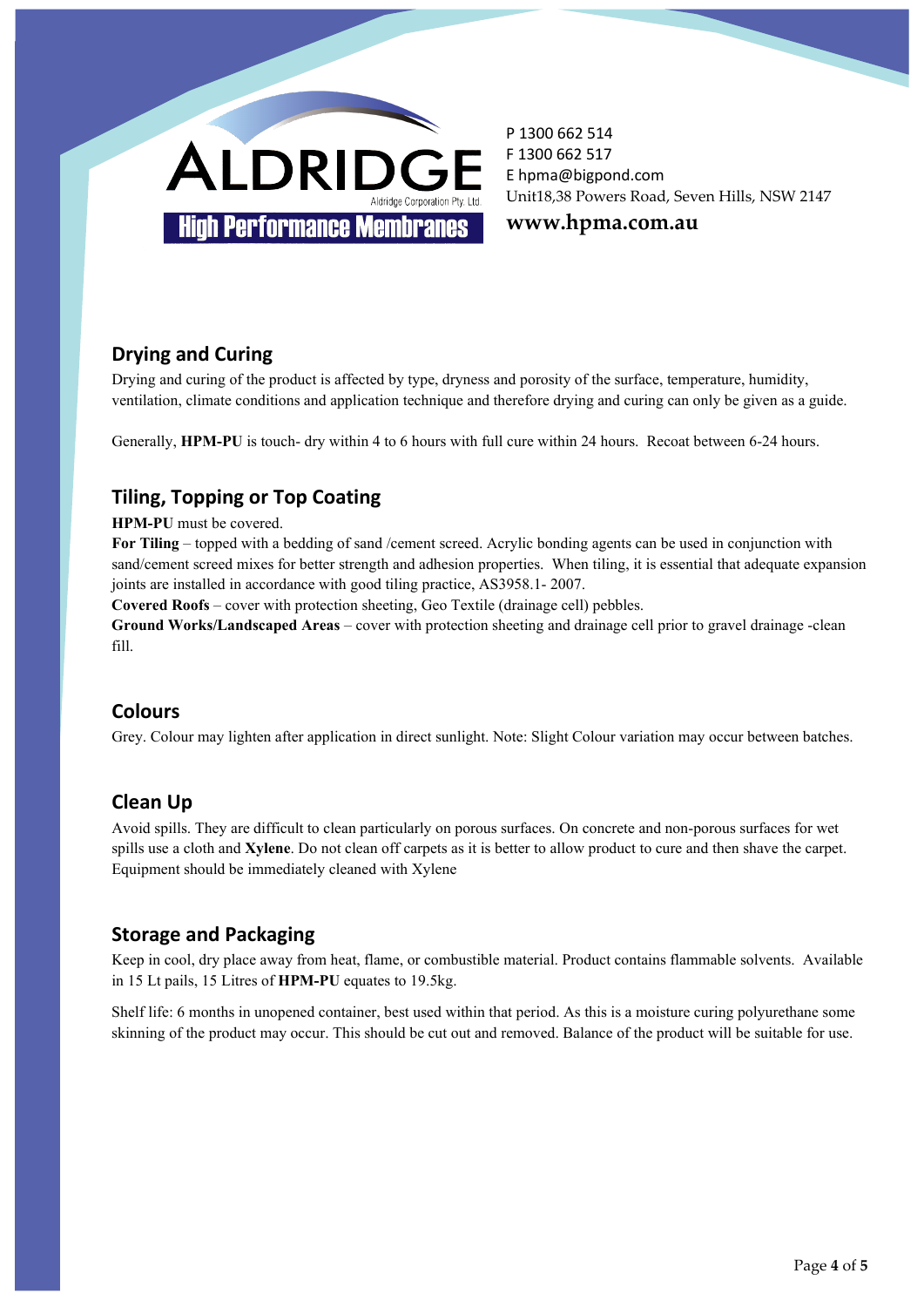ALDRIDGE
Aldridge Corporation Pty. Ltd.
High Performance Membranes

P 1300 662 514
F 1300 662 517
E hpma@bigpond.com
Unit18,38 Powers Road, Seven Hills, NSW 2147
**www.hpma.com.au**

## Drying and Curing

Drying and curing of the product is affected by type, dryness and porosity of the surface, temperature, humidity, ventilation, climate conditions and application technique and therefore drying and curing can only be given as a guide.

Generally, **HPM-PU** is touch- dry within 4 to 6 hours with full cure within 24 hours. Recoat between 6-24 hours.

## Tiling, Topping or Top Coating

**HPM-PU** must be covered.
**For Tiling** – topped with a bedding of sand /cement screed. Acrylic bonding agents can be used in conjunction with sand/cement screed mixes for better strength and adhesion properties. When tiling, it is essential that adequate expansion joints are installed in accordance with good tiling practice, AS3958.1- 2007.
**Covered Roofs** – cover with protection sheeting, Geo Textile (drainage cell) pebbles.
**Ground Works/Landscaped Areas** – cover with protection sheeting and drainage cell prior to gravel drainage -clean fill.

## Colours

Grey. Colour may lighten after application in direct sunlight. Note: Slight Colour variation may occur between batches.

## Clean Up

Avoid spills. They are difficult to clean particularly on porous surfaces. On concrete and non-porous surfaces for wet spills use a cloth and **Xylene**. Do not clean off carpets as it is better to allow product to cure and then shave the carpet. Equipment should be immediately cleaned with Xylene

## Storage and Packaging

Keep in cool, dry place away from heat, flame, or combustible material. Product contains flammable solvents. Available in 15 Lt pails, 15 Litres of **HPM-PU** equates to 19.5kg.

Shelf life: 6 months in unopened container, best used within that period. As this is a moisture curing polyurethane some skinning of the product may occur. This should be cut out and removed. Balance of the product will be suitable for use.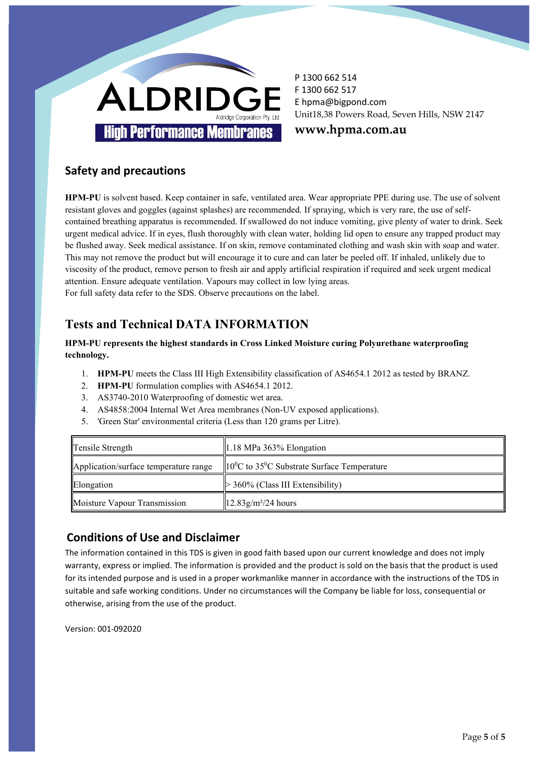ALDRIDGE
Aldridge Corporation Pty. Ltd.
High Performance Membranes

P 1300 662 514
F 1300 662 517
E hpma@bigpond.com
Unit18,38 Powers Road, Seven Hills, NSW 2147
**www.hpma.com.au**

## Safety and precautions

**HPM-PU** is solvent based. Keep container in safe, ventilated area. Wear appropriate PPE during use. The use of solvent resistant gloves and goggles (against splashes) are recommended. If spraying, which is very rare, the use of self-contained breathing apparatus is recommended. If swallowed do not induce vomiting, give plenty of water to drink. Seek urgent medical advice. If in eyes, flush thoroughly with clean water, holding lid open to ensure any trapped product may be flushed away. Seek medical assistance. If on skin, remove contaminated clothing and wash skin with soap and water. This may not remove the product but will encourage it to cure and can later be peeled off. If inhaled, unlikely due to viscosity of the product, remove person to fresh air and apply artificial respiration if required and seek urgent medical attention. Ensure adequate ventilation. Vapours may collect in low lying areas.
For full safety data refer to the SDS. Observe precautions on the label.

## Tests and Technical DATA INFORMATION

**HPM-PU represents the highest standards in Cross Linked Moisture curing Polyurethane waterproofing technology.**

1. **HPM-PU** meets the Class III High Extensibility classification of AS4654.1 2012 as tested by BRANZ.
2. **HPM-PU** formulation complies with AS4654.1 2012.
3. AS3740-2010 Waterproofing of domestic wet area.
4. AS4858:2004 Internal Wet Area membranes (Non-UV exposed applications).
5. 'Green Star' environmental criteria (Less than 120 grams per Litre).

| | |
|---|---|
| Tensile Strength | 1.18 MPa 363% Elongation |
| Application/surface temperature range | $10^0$C to $35^0$C Substrate Surface Temperature |
| Elongation | > 360% (Class III Extensibility) |
| Moisture Vapour Transmission | 12.83g/m²/24 hours |

## Conditions of Use and Disclaimer

The information contained in this TDS is given in good faith based upon our current knowledge and does not imply warranty, express or implied. The information is provided and the product is sold on the basis that the product is used for its intended purpose and is used in a proper workmanlike manner in accordance with the instructions of the TDS in suitable and safe working conditions. Under no circumstances will the Company be liable for loss, consequential or otherwise, arising from the use of the product.

Version: 001-092020